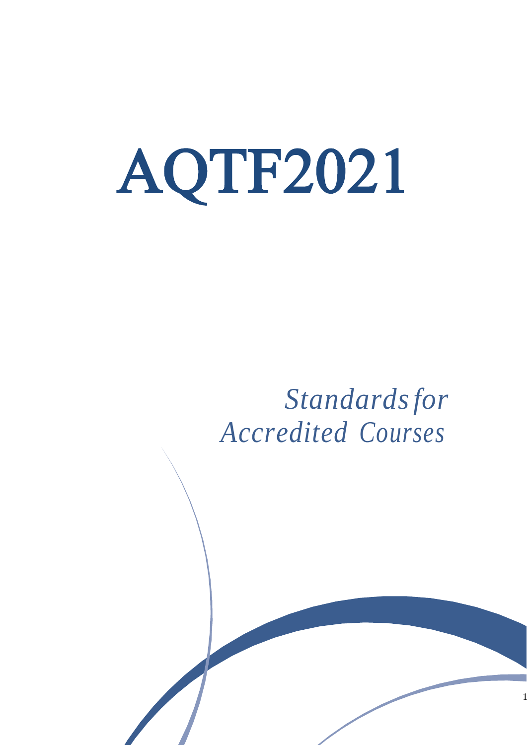# AQTF2021

*Standards for Accredited Courses*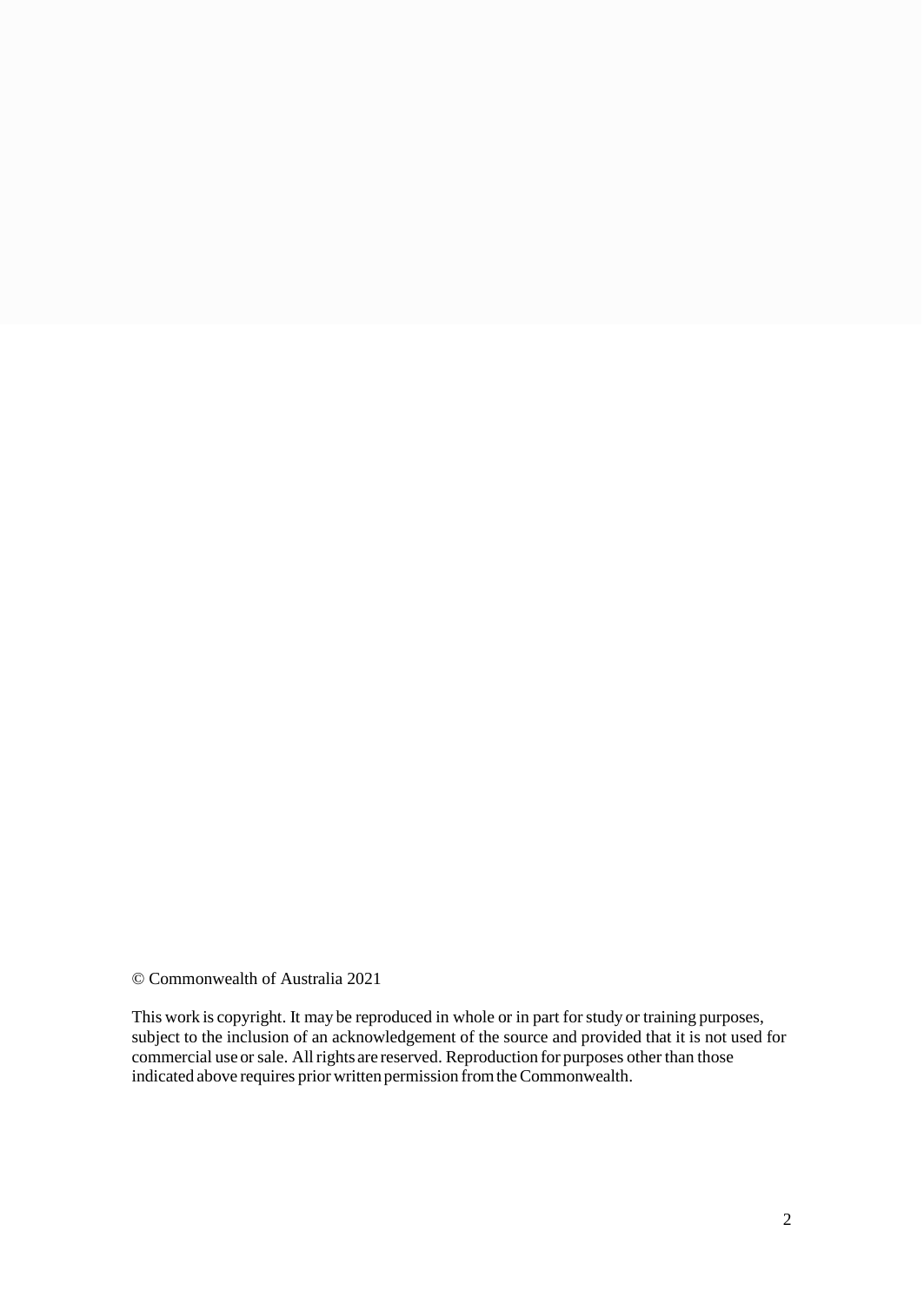© Commonwealth of Australia 2021

This work is copyright. It may be reproduced in whole or in part for study or training purposes, subject to the inclusion of an acknowledgement of the source and provided that it is not used for commercial use or sale. All rights are reserved. Reproduction for purposes other than those indicated above requires prior written permission from the Commonwealth.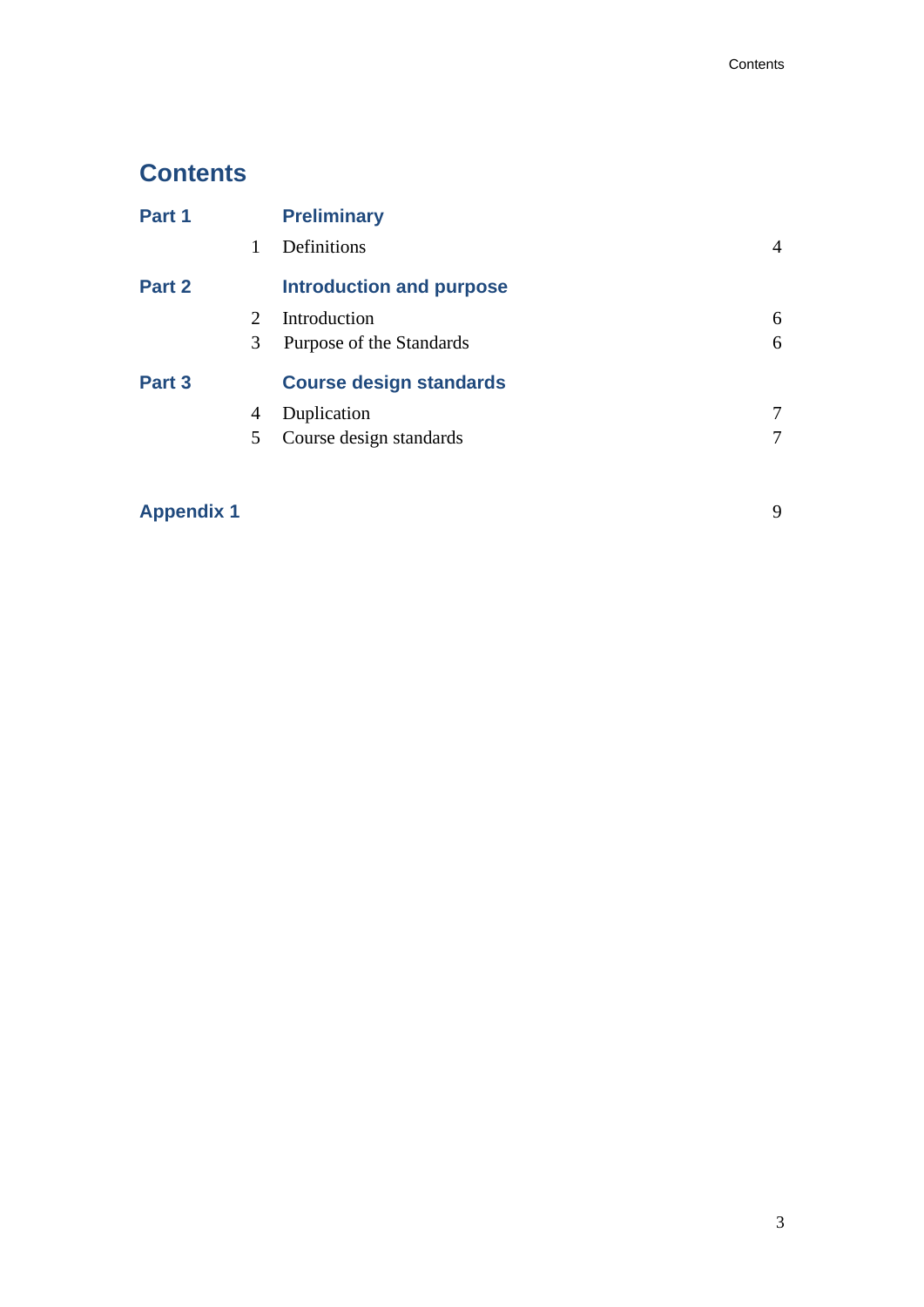# Contents

| | | | |
|---|---|---|---|
| **Part 1** | | **Preliminary** | |
| | 1 | Definitions | 4 |
| **Part 2** | | **Introduction and purpose** | |
| | 2 | Introduction | 6 |
| | 3 | Purpose of the Standards | 6 |
| **Part 3** | | **Course design standards** | |
| | 4 | Duplication | 7 |
| | 5 | Course design standards | 7 |
| **Appendix 1** | | | 9 |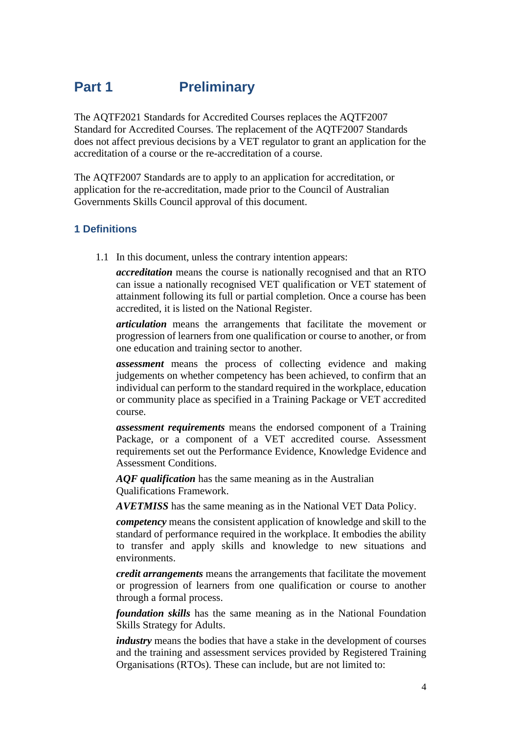# Part 1 Preliminary

The AQTF2021 Standards for Accredited Courses replaces the AQTF2007 Standard for Accredited Courses. The replacement of the AQTF2007 Standards does not affect previous decisions by a VET regulator to grant an application for the accreditation of a course or the re-accreditation of a course.

The AQTF2007 Standards are to apply to an application for accreditation, or application for the re-accreditation, made prior to the Council of Australian Governments Skills Council approval of this document.

## 1 Definitions

1.1 In this document, unless the contrary intention appears:

***accreditation*** means the course is nationally recognised and that an RTO can issue a nationally recognised VET qualification or VET statement of attainment following its full or partial completion. Once a course has been accredited, it is listed on the National Register.

***articulation*** means the arrangements that facilitate the movement or progression of learners from one qualification or course to another, or from one education and training sector to another.

***assessment*** means the process of collecting evidence and making judgements on whether competency has been achieved, to confirm that an individual can perform to the standard required in the workplace, education or community place as specified in a Training Package or VET accredited course.

***assessment requirements*** means the endorsed component of a Training Package, or a component of a VET accredited course. Assessment requirements set out the Performance Evidence, Knowledge Evidence and Assessment Conditions.

***AQF qualification*** has the same meaning as in the Australian Qualifications Framework.

***AVETMISS*** has the same meaning as in the National VET Data Policy.

***competency*** means the consistent application of knowledge and skill to the standard of performance required in the workplace. It embodies the ability to transfer and apply skills and knowledge to new situations and environments.

***credit arrangements*** means the arrangements that facilitate the movement or progression of learners from one qualification or course to another through a formal process.

***foundation skills*** has the same meaning as in the National Foundation Skills Strategy for Adults.

***industry*** means the bodies that have a stake in the development of courses and the training and assessment services provided by Registered Training Organisations (RTOs). These can include, but are not limited to: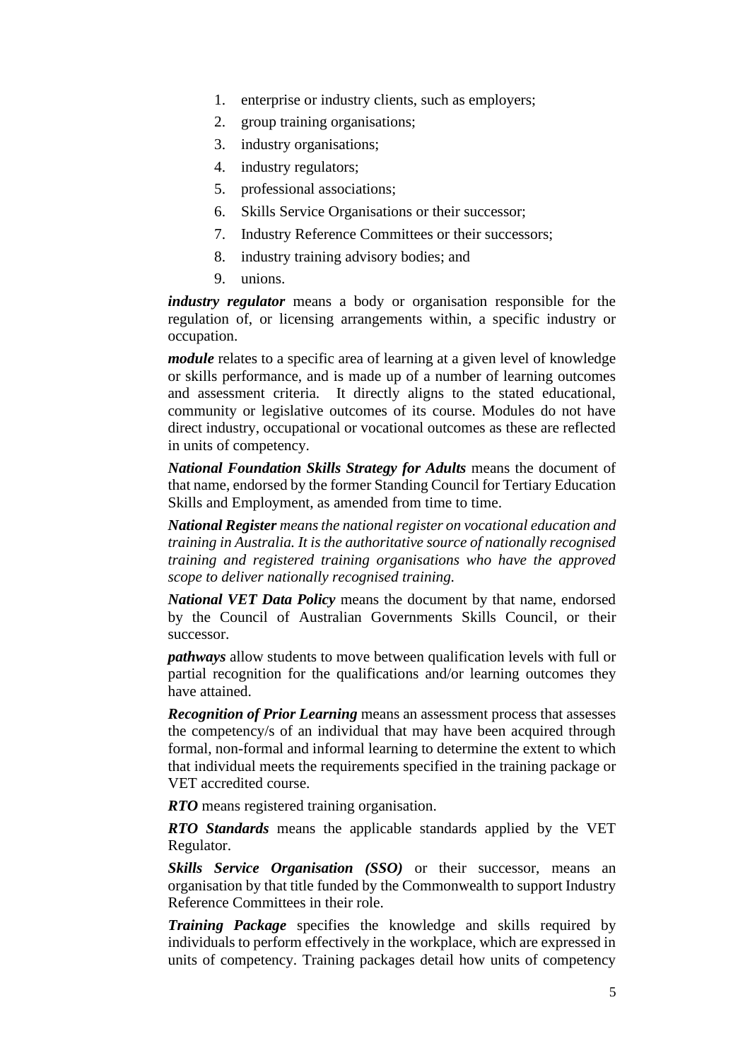1. enterprise or industry clients, such as employers;
2. group training organisations;
3. industry organisations;
4. industry regulators;
5. professional associations;
6. Skills Service Organisations or their successor;
7. Industry Reference Committees or their successors;
8. industry training advisory bodies; and
9. unions.

***industry regulator*** means a body or organisation responsible for the regulation of, or licensing arrangements within, a specific industry or occupation.

***module*** relates to a specific area of learning at a given level of knowledge or skills performance, and is made up of a number of learning outcomes and assessment criteria. It directly aligns to the stated educational, community or legislative outcomes of its course. Modules do not have direct industry, occupational or vocational outcomes as these are reflected in units of competency.

***National Foundation Skills Strategy for Adults*** means the document of that name, endorsed by the former Standing Council for Tertiary Education Skills and Employment, as amended from time to time.

***National Register*** *means the national register on vocational education and training in Australia. It is the authoritative source of nationally recognised training and registered training organisations who have the approved scope to deliver nationally recognised training.*

***National VET Data Policy*** means the document by that name, endorsed by the Council of Australian Governments Skills Council, or their successor.

***pathways*** allow students to move between qualification levels with full or partial recognition for the qualifications and/or learning outcomes they have attained.

***Recognition of Prior Learning*** means an assessment process that assesses the competency/s of an individual that may have been acquired through formal, non-formal and informal learning to determine the extent to which that individual meets the requirements specified in the training package or VET accredited course.

***RTO*** means registered training organisation.

***RTO Standards*** means the applicable standards applied by the VET Regulator.

***Skills Service Organisation (SSO)*** or their successor, means an organisation by that title funded by the Commonwealth to support Industry Reference Committees in their role.

***Training Package*** specifies the knowledge and skills required by individuals to perform effectively in the workplace, which are expressed in units of competency. Training packages detail how units of competency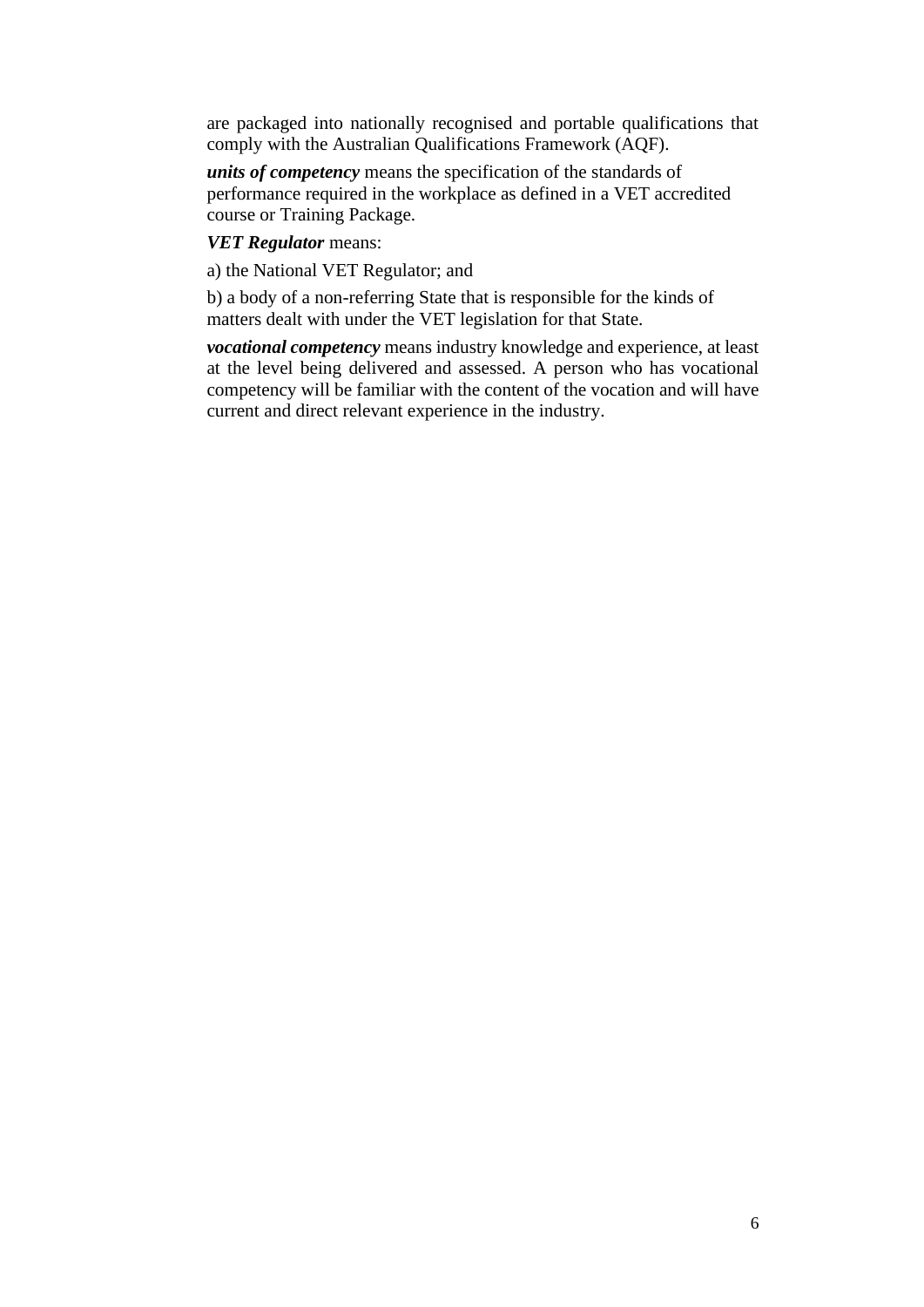are packaged into nationally recognised and portable qualifications that comply with the Australian Qualifications Framework (AQF).

***units of competency*** means the specification of the standards of performance required in the workplace as defined in a VET accredited course or Training Package.

***VET Regulator*** means:

a) the National VET Regulator; and

b) a body of a non-referring State that is responsible for the kinds of matters dealt with under the VET legislation for that State.

***vocational competency*** means industry knowledge and experience, at least at the level being delivered and assessed. A person who has vocational competency will be familiar with the content of the vocation and will have current and direct relevant experience in the industry.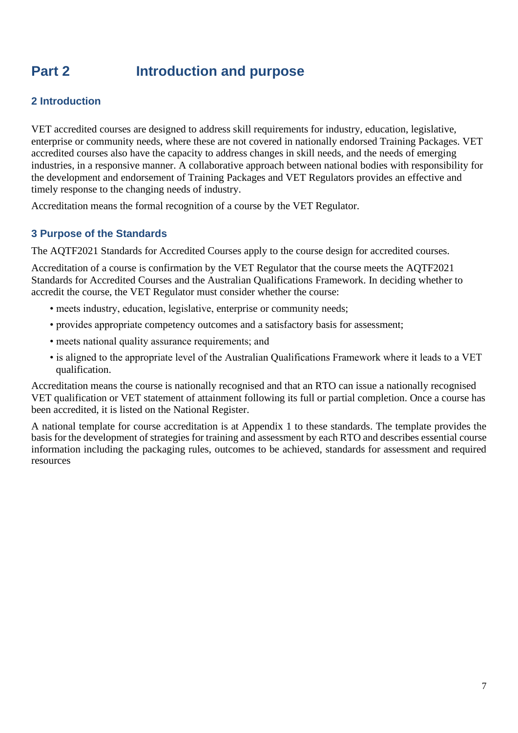# Part 2 Introduction and purpose

## 2 Introduction

VET accredited courses are designed to address skill requirements for industry, education, legislative, enterprise or community needs, where these are not covered in nationally endorsed Training Packages. VET accredited courses also have the capacity to address changes in skill needs, and the needs of emerging industries, in a responsive manner. A collaborative approach between national bodies with responsibility for the development and endorsement of Training Packages and VET Regulators provides an effective and timely response to the changing needs of industry.

Accreditation means the formal recognition of a course by the VET Regulator.

## 3 Purpose of the Standards

The AQTF2021 Standards for Accredited Courses apply to the course design for accredited courses.

Accreditation of a course is confirmation by the VET Regulator that the course meets the AQTF2021 Standards for Accredited Courses and the Australian Qualifications Framework. In deciding whether to accredit the course, the VET Regulator must consider whether the course:

- meets industry, education, legislative, enterprise or community needs;
- provides appropriate competency outcomes and a satisfactory basis for assessment;
- meets national quality assurance requirements; and
- is aligned to the appropriate level of the Australian Qualifications Framework where it leads to a VET qualification.

Accreditation means the course is nationally recognised and that an RTO can issue a nationally recognised VET qualification or VET statement of attainment following its full or partial completion. Once a course has been accredited, it is listed on the National Register.

A national template for course accreditation is at Appendix 1 to these standards. The template provides the basis for the development of strategies for training and assessment by each RTO and describes essential course information including the packaging rules, outcomes to be achieved, standards for assessment and required resources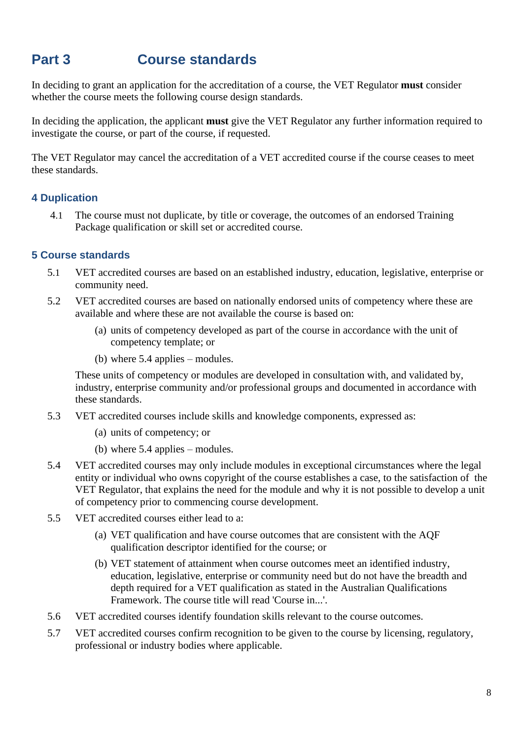# Part 3 Course standards

In deciding to grant an application for the accreditation of a course, the VET Regulator **must** consider whether the course meets the following course design standards.

In deciding the application, the applicant **must** give the VET Regulator any further information required to investigate the course, or part of the course, if requested.

The VET Regulator may cancel the accreditation of a VET accredited course if the course ceases to meet these standards.

## 4 Duplication

4.1 The course must not duplicate, by title or coverage, the outcomes of an endorsed Training Package qualification or skill set or accredited course.

## 5 Course standards

5.1 VET accredited courses are based on an established industry, education, legislative, enterprise or community need.

5.2 VET accredited courses are based on nationally endorsed units of competency where these are available and where these are not available the course is based on:

(a) units of competency developed as part of the course in accordance with the unit of competency template; or

(b) where 5.4 applies – modules.

These units of competency or modules are developed in consultation with, and validated by, industry, enterprise community and/or professional groups and documented in accordance with these standards.

5.3 VET accredited courses include skills and knowledge components, expressed as:

(a) units of competency; or

(b) where 5.4 applies – modules.

5.4 VET accredited courses may only include modules in exceptional circumstances where the legal entity or individual who owns copyright of the course establishes a case, to the satisfaction of the VET Regulator, that explains the need for the module and why it is not possible to develop a unit of competency prior to commencing course development.

5.5 VET accredited courses either lead to a:

(a) VET qualification and have course outcomes that are consistent with the AQF qualification descriptor identified for the course; or

(b) VET statement of attainment when course outcomes meet an identified industry, education, legislative, enterprise or community need but do not have the breadth and depth required for a VET qualification as stated in the Australian Qualifications Framework. The course title will read 'Course in...'.

5.6 VET accredited courses identify foundation skills relevant to the course outcomes.

5.7 VET accredited courses confirm recognition to be given to the course by licensing, regulatory, professional or industry bodies where applicable.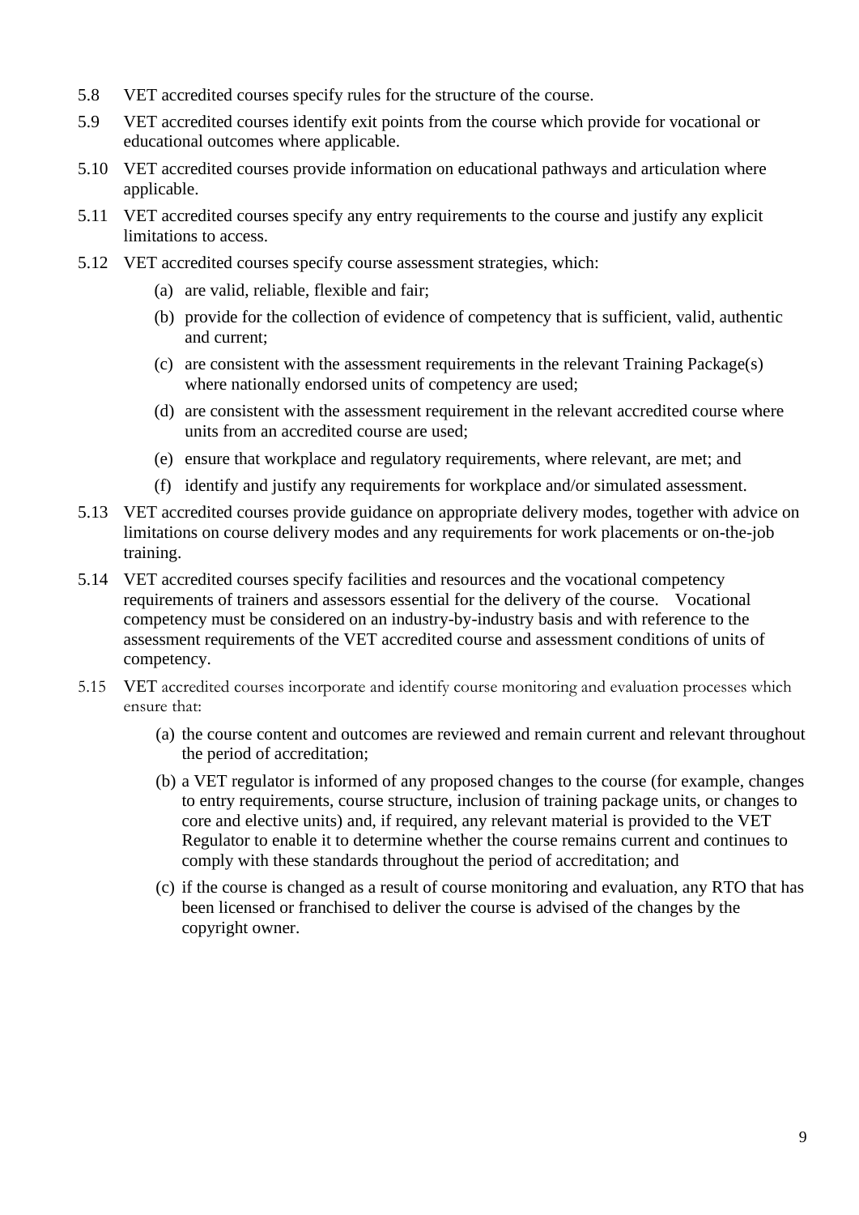5.8 VET accredited courses specify rules for the structure of the course.

5.9 VET accredited courses identify exit points from the course which provide for vocational or educational outcomes where applicable.

5.10 VET accredited courses provide information on educational pathways and articulation where applicable.

5.11 VET accredited courses specify any entry requirements to the course and justify any explicit limitations to access.

5.12 VET accredited courses specify course assessment strategies, which:

- (a) are valid, reliable, flexible and fair;
- (b) provide for the collection of evidence of competency that is sufficient, valid, authentic and current;
- (c) are consistent with the assessment requirements in the relevant Training Package(s) where nationally endorsed units of competency are used;
- (d) are consistent with the assessment requirement in the relevant accredited course where units from an accredited course are used;
- (e) ensure that workplace and regulatory requirements, where relevant, are met; and
- (f) identify and justify any requirements for workplace and/or simulated assessment.

5.13 VET accredited courses provide guidance on appropriate delivery modes, together with advice on limitations on course delivery modes and any requirements for work placements or on-the-job training.

5.14 VET accredited courses specify facilities and resources and the vocational competency requirements of trainers and assessors essential for the delivery of the course. Vocational competency must be considered on an industry-by-industry basis and with reference to the assessment requirements of the VET accredited course and assessment conditions of units of competency.

5.15 VET accredited courses incorporate and identify course monitoring and evaluation processes which ensure that:

- (a) the course content and outcomes are reviewed and remain current and relevant throughout the period of accreditation;
- (b) a VET regulator is informed of any proposed changes to the course (for example, changes to entry requirements, course structure, inclusion of training package units, or changes to core and elective units) and, if required, any relevant material is provided to the VET Regulator to enable it to determine whether the course remains current and continues to comply with these standards throughout the period of accreditation; and
- (c) if the course is changed as a result of course monitoring and evaluation, any RTO that has been licensed or franchised to deliver the course is advised of the changes by the copyright owner.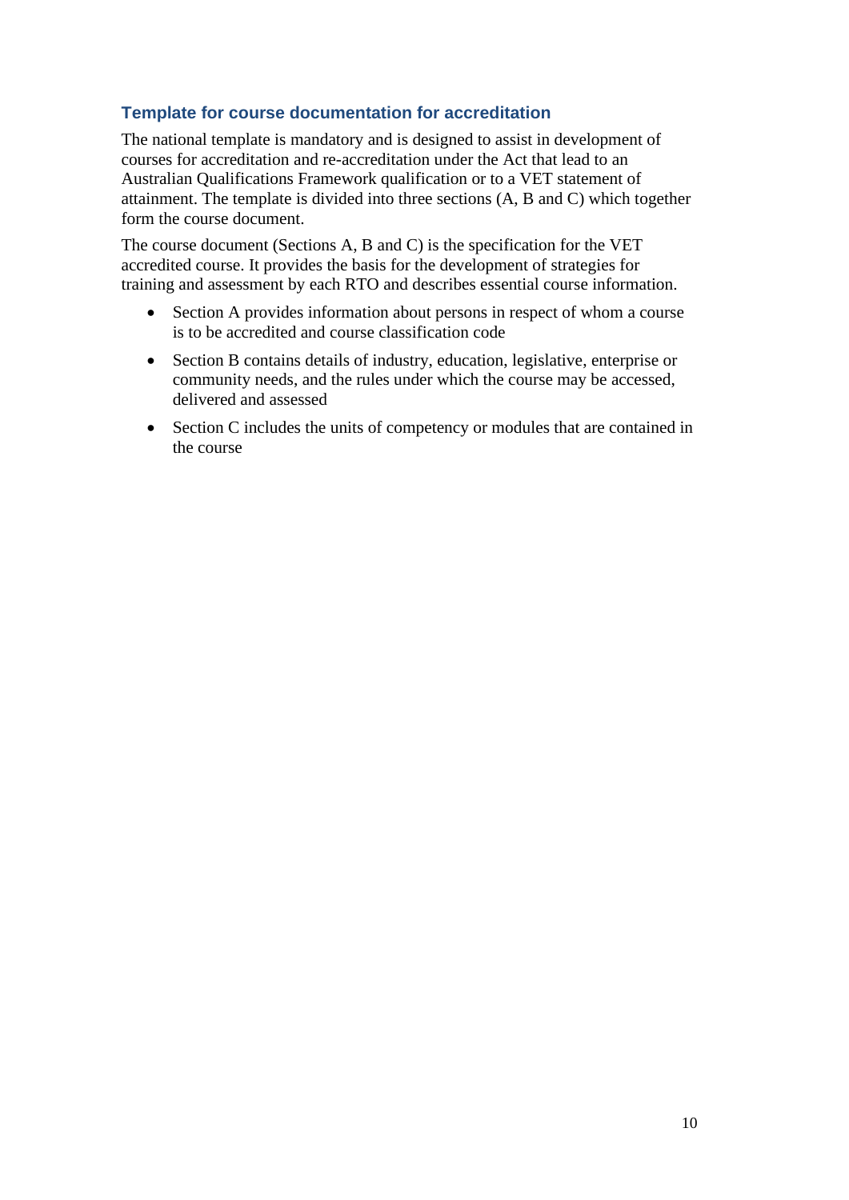### Template for course documentation for accreditation

The national template is mandatory and is designed to assist in development of courses for accreditation and re-accreditation under the Act that lead to an Australian Qualifications Framework qualification or to a VET statement of attainment. The template is divided into three sections (A, B and C) which together form the course document.

The course document (Sections A, B and C) is the specification for the VET accredited course. It provides the basis for the development of strategies for training and assessment by each RTO and describes essential course information.

- Section A provides information about persons in respect of whom a course is to be accredited and course classification code
- Section B contains details of industry, education, legislative, enterprise or community needs, and the rules under which the course may be accessed, delivered and assessed
- Section C includes the units of competency or modules that are contained in the course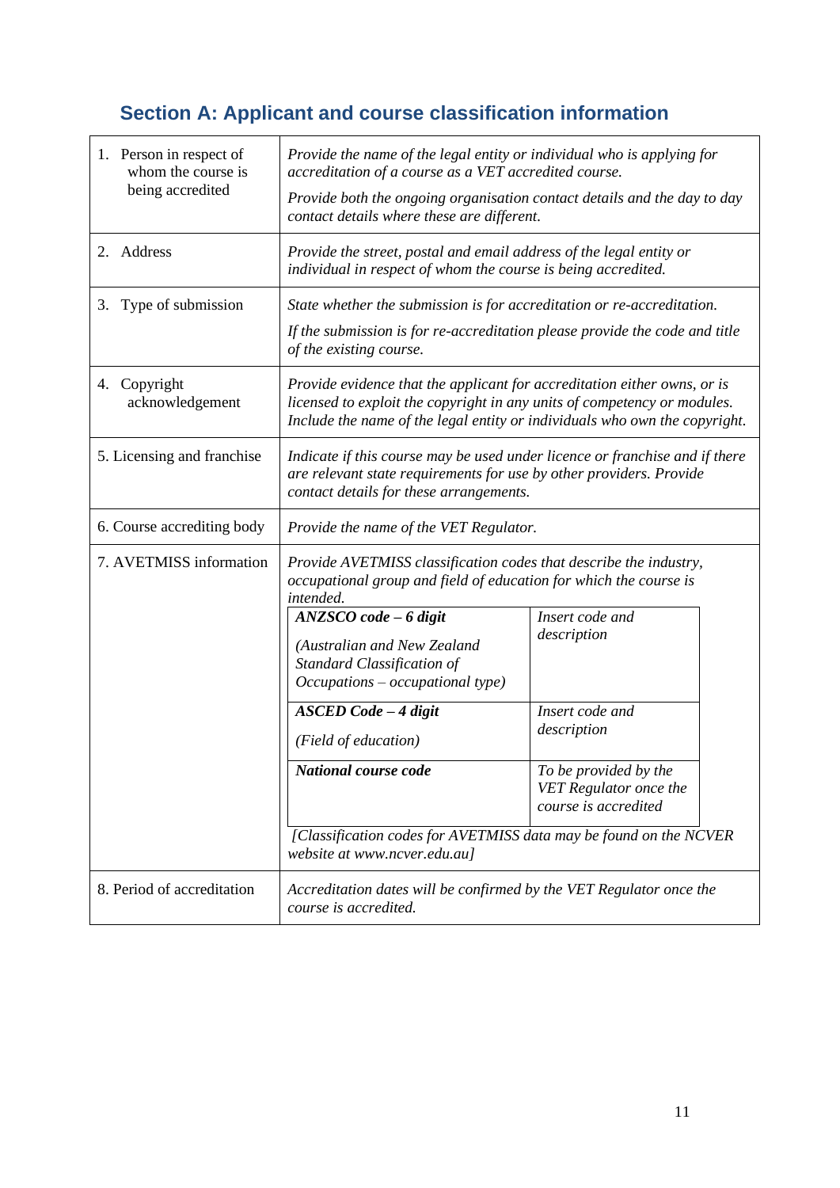## Section A: Applicant and course classification information

| | |
|---|---|
| 1. Person in respect of whom the course is being accredited | *Provide the name of the legal entity or individual who is applying for accreditation of a course as a VET accredited course.*<br><br>*Provide both the ongoing organisation contact details and the day to day contact details where these are different.* |
| 2. Address | *Provide the street, postal and email address of the legal entity or individual in respect of whom the course is being accredited.* |
| 3. Type of submission | *State whether the submission is for accreditation or re-accreditation.*<br><br>*If the submission is for re-accreditation please provide the code and title of the existing course.* |
| 4. Copyright acknowledgement | *Provide evidence that the applicant for accreditation either owns, or is licensed to exploit the copyright in any units of competency or modules. Include the name of the legal entity or individuals who own the copyright.* |
| 5. Licensing and franchise | *Indicate if this course may be used under licence or franchise and if there are relevant state requirements for use by other providers. Provide contact details for these arrangements.* |
| 6. Course accrediting body | *Provide the name of the VET Regulator.* |
| 7. AVETMISS information | *Provide AVETMISS classification codes that describe the industry, occupational group and field of education for which the course is intended.*<br><br>***ANZSCO code – 6 digit*** *(Australian and New Zealand Standard Classification of Occupations – occupational type)*: *Insert code and description*<br><br>***ASCED Code – 4 digit*** *(Field of education)*: *Insert code and description*<br><br>***National course code***: *To be provided by the VET Regulator once the course is accredited*<br><br>*[Classification codes for AVETMISS data may be found on the NCVER website at www.ncver.edu.au]* |
| 8. Period of accreditation | *Accreditation dates will be confirmed by the VET Regulator once the course is accredited.* |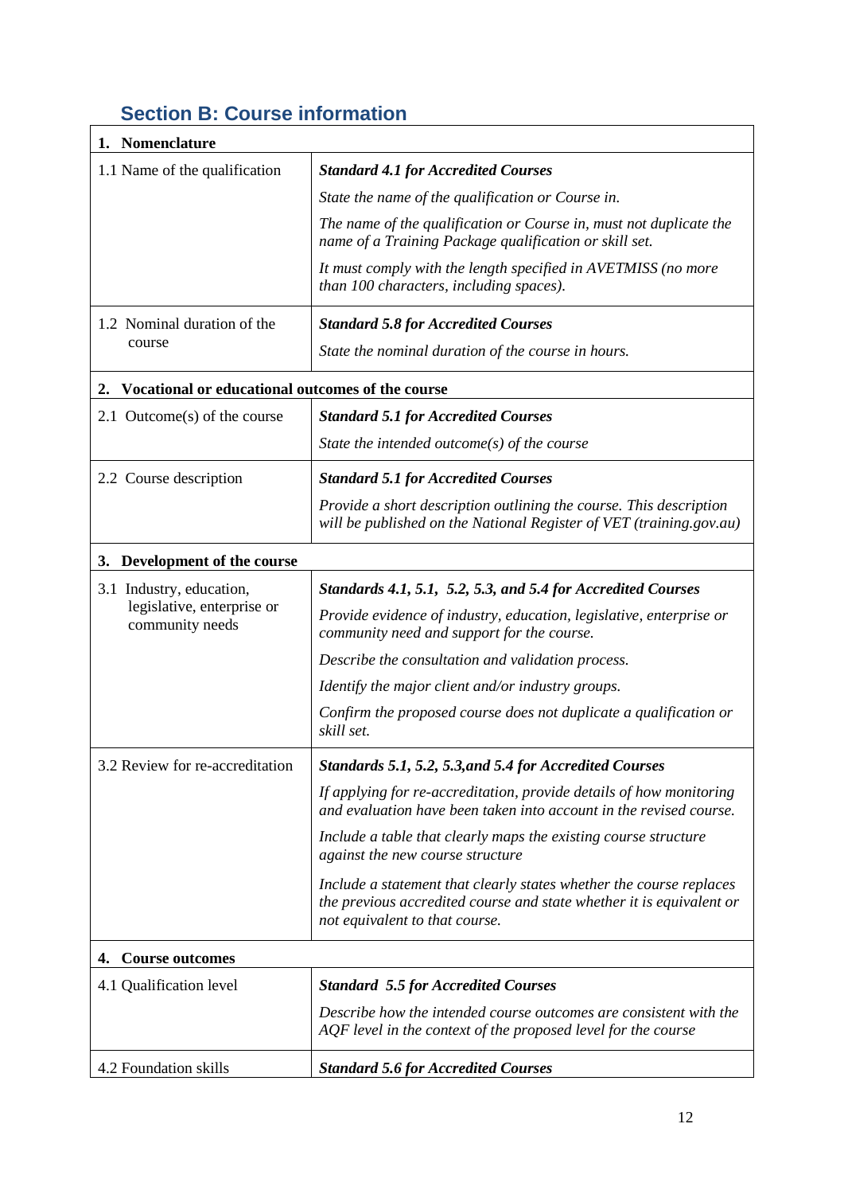## Section B: Course information

| **1. Nomenclature** | |
|---|---|
| 1.1 Name of the qualification | ***Standard 4.1 for Accredited Courses*** <br> *State the name of the qualification or Course in.* <br> *The name of the qualification or Course in, must not duplicate the name of a Training Package qualification or skill set.* <br> *It must comply with the length specified in AVETMISS (no more than 100 characters, including spaces).* |
| 1.2 Nominal duration of the course | ***Standard 5.8 for Accredited Courses*** <br> *State the nominal duration of the course in hours.* |
| **2. Vocational or educational outcomes of the course** | |
| 2.1 Outcome(s) of the course | ***Standard 5.1 for Accredited Courses*** <br> *State the intended outcome(s) of the course* |
| 2.2 Course description | ***Standard 5.1 for Accredited Courses*** <br> *Provide a short description outlining the course. This description will be published on the National Register of VET (training.gov.au)* |
| **3. Development of the course** | |
| 3.1 Industry, education, legislative, enterprise or community needs | ***Standards 4.1, 5.1, 5.2, 5.3, and 5.4 for Accredited Courses*** <br> *Provide evidence of industry, education, legislative, enterprise or community need and support for the course.* <br> *Describe the consultation and validation process.* <br> *Identify the major client and/or industry groups.* <br> *Confirm the proposed course does not duplicate a qualification or skill set.* |
| 3.2 Review for re-accreditation | ***Standards 5.1, 5.2, 5.3,and 5.4 for Accredited Courses*** <br> *If applying for re-accreditation, provide details of how monitoring and evaluation have been taken into account in the revised course.* <br> *Include a table that clearly maps the existing course structure against the new course structure* <br> *Include a statement that clearly states whether the course replaces the previous accredited course and state whether it is equivalent or not equivalent to that course.* |
| **4. Course outcomes** | |
| 4.1 Qualification level | ***Standard 5.5 for Accredited Courses*** <br> *Describe how the intended course outcomes are consistent with the AQF level in the context of the proposed level for the course* |
| 4.2 Foundation skills | ***Standard 5.6 for Accredited Courses*** |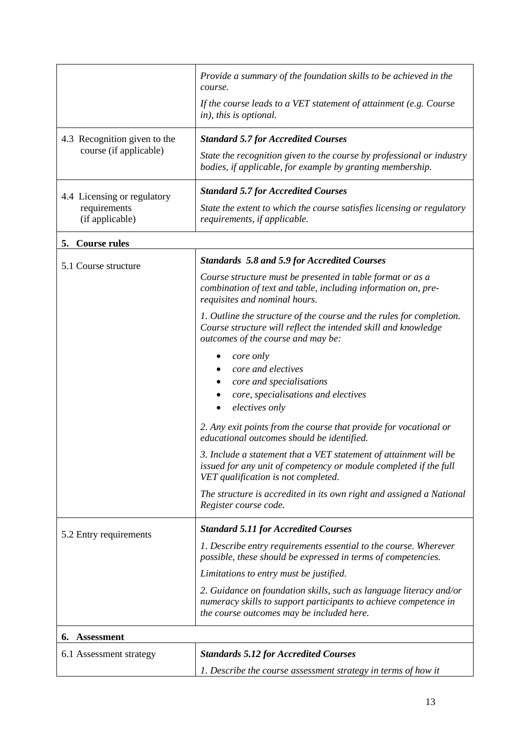| | |
|---|---|
| | *Provide a summary of the foundation skills to be achieved in the course.*<br><br>*If the course leads to a VET statement of attainment (e.g. Course in), this is optional.* |
| 4.3 Recognition given to the course (if applicable) | ***Standard 5.7 for Accredited Courses***<br><br>*State the recognition given to the course by professional or industry bodies, if applicable, for example by granting membership.* |
| 4.4 Licensing or regulatory requirements (if applicable) | ***Standard 5.7 for Accredited Courses***<br><br>*State the extent to which the course satisfies licensing or regulatory requirements, if applicable.* |
| **5. Course rules** | |
| 5.1 Course structure | ***Standards 5.8 and 5.9 for Accredited Courses***<br><br>*Course structure must be presented in table format or as a combination of text and table, including information on, pre-requisites and nominal hours.*<br><br>*1. Outline the structure of the course and the rules for completion. Course structure will reflect the intended skill and knowledge outcomes of the course and may be:*<br><br>• *core only*<br>• *core and electives*<br>• *core and specialisations*<br>• *core, specialisations and electives*<br>• *electives only*<br><br>*2. Any exit points from the course that provide for vocational or educational outcomes should be identified.*<br><br>*3. Include a statement that a VET statement of attainment will be issued for any unit of competency or module completed if the full VET qualification is not completed.*<br><br>*The structure is accredited in its own right and assigned a National Register course code.* |
| 5.2 Entry requirements | ***Standard 5.11 for Accredited Courses***<br><br>*1. Describe entry requirements essential to the course. Wherever possible, these should be expressed in terms of competencies.*<br><br>*Limitations to entry must be justified.*<br><br>*2. Guidance on foundation skills, such as language literacy and/or numeracy skills to support participants to achieve competence in the course outcomes may be included here.* |
| **6. Assessment** | |
| 6.1 Assessment strategy | ***Standards 5.12 for Accredited Courses***<br><br>*1. Describe the course assessment strategy in terms of how it* |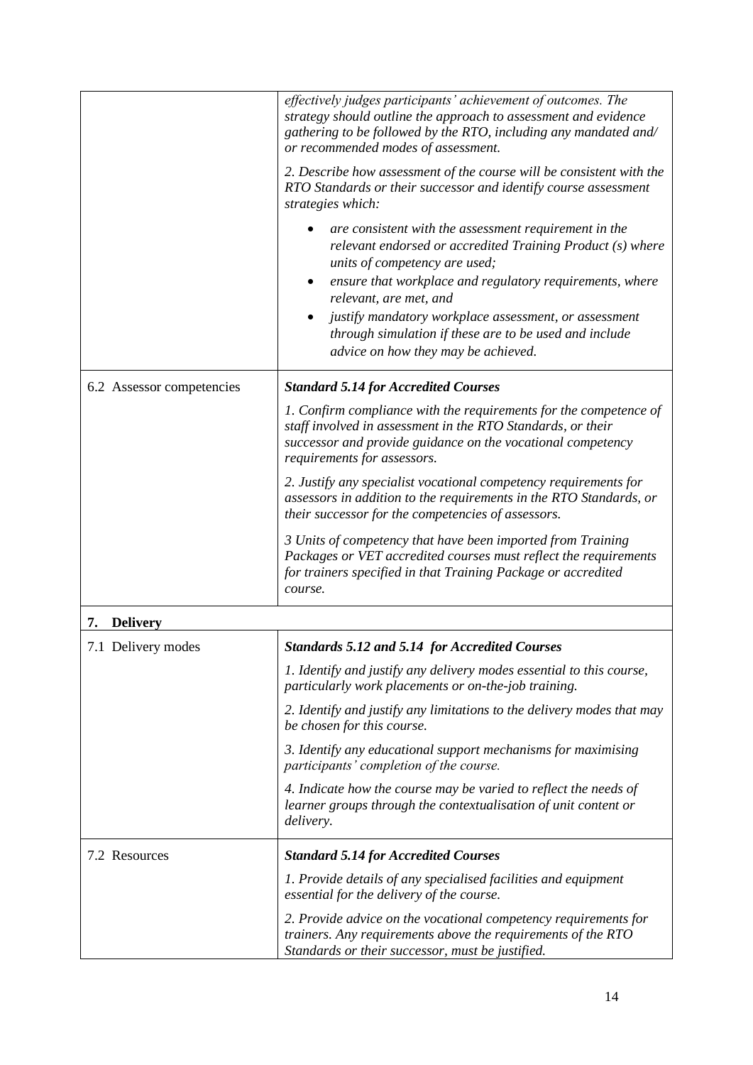| | |
|---|---|
| | *effectively judges participants' achievement of outcomes. The strategy should outline the approach to assessment and evidence gathering to be followed by the RTO, including any mandated and/ or recommended modes of assessment.*<br><br>*2. Describe how assessment of the course will be consistent with the RTO Standards or their successor and identify course assessment strategies which:*<br><br>• *are consistent with the assessment requirement in the relevant endorsed or accredited Training Product (s) where units of competency are used;*<br>• *ensure that workplace and regulatory requirements, where relevant, are met, and*<br>• *justify mandatory workplace assessment, or assessment through simulation if these are to be used and include advice on how they may be achieved.* |
| 6.2 Assessor competencies | ***Standard 5.14 for Accredited Courses***<br><br>*1. Confirm compliance with the requirements for the competence of staff involved in assessment in the RTO Standards, or their successor and provide guidance on the vocational competency requirements for assessors.*<br><br>*2. Justify any specialist vocational competency requirements for assessors in addition to the requirements in the RTO Standards, or their successor for the competencies of assessors.*<br><br>*3 Units of competency that have been imported from Training Packages or VET accredited courses must reflect the requirements for trainers specified in that Training Package or accredited course.* |
| **7. Delivery** | |
| 7.1 Delivery modes | ***Standards 5.12 and 5.14 for Accredited Courses***<br><br>*1. Identify and justify any delivery modes essential to this course, particularly work placements or on-the-job training.*<br><br>*2. Identify and justify any limitations to the delivery modes that may be chosen for this course.*<br><br>*3. Identify any educational support mechanisms for maximising participants' completion of the course.*<br><br>*4. Indicate how the course may be varied to reflect the needs of learner groups through the contextualisation of unit content or delivery.* |
| 7.2 Resources | ***Standard 5.14 for Accredited Courses***<br><br>*1. Provide details of any specialised facilities and equipment essential for the delivery of the course.*<br><br>*2. Provide advice on the vocational competency requirements for trainers. Any requirements above the requirements of the RTO Standards or their successor, must be justified.* |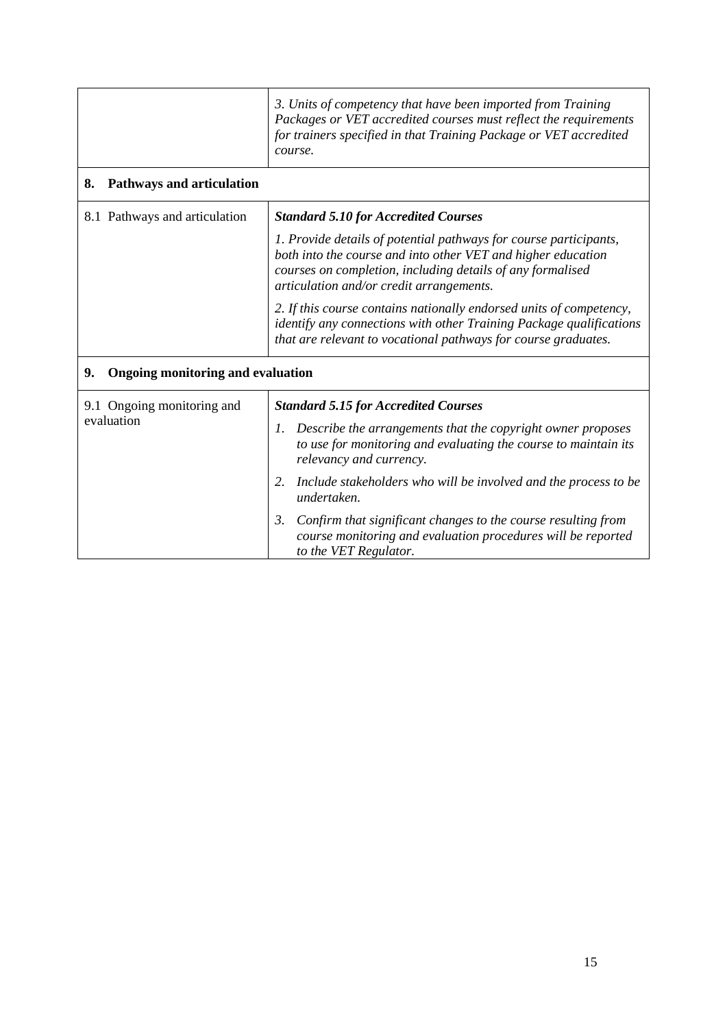| | |
|---|---|
| | *3. Units of competency that have been imported from Training Packages or VET accredited courses must reflect the requirements for trainers specified in that Training Package or VET accredited course.* |
| **8. Pathways and articulation** | |
| 8.1 Pathways and articulation | ***Standard 5.10 for Accredited Courses*** <br> *1. Provide details of potential pathways for course participants, both into the course and into other VET and higher education courses on completion, including details of any formalised articulation and/or credit arrangements.* <br> *2. If this course contains nationally endorsed units of competency, identify any connections with other Training Package qualifications that are relevant to vocational pathways for course graduates.* |
| **9. Ongoing monitoring and evaluation** | |
| 9.1 Ongoing monitoring and evaluation | ***Standard 5.15 for Accredited Courses*** <br> *1. Describe the arrangements that the copyright owner proposes to use for monitoring and evaluating the course to maintain its relevancy and currency.* <br> *2. Include stakeholders who will be involved and the process to be undertaken.* <br> *3. Confirm that significant changes to the course resulting from course monitoring and evaluation procedures will be reported to the VET Regulator.* |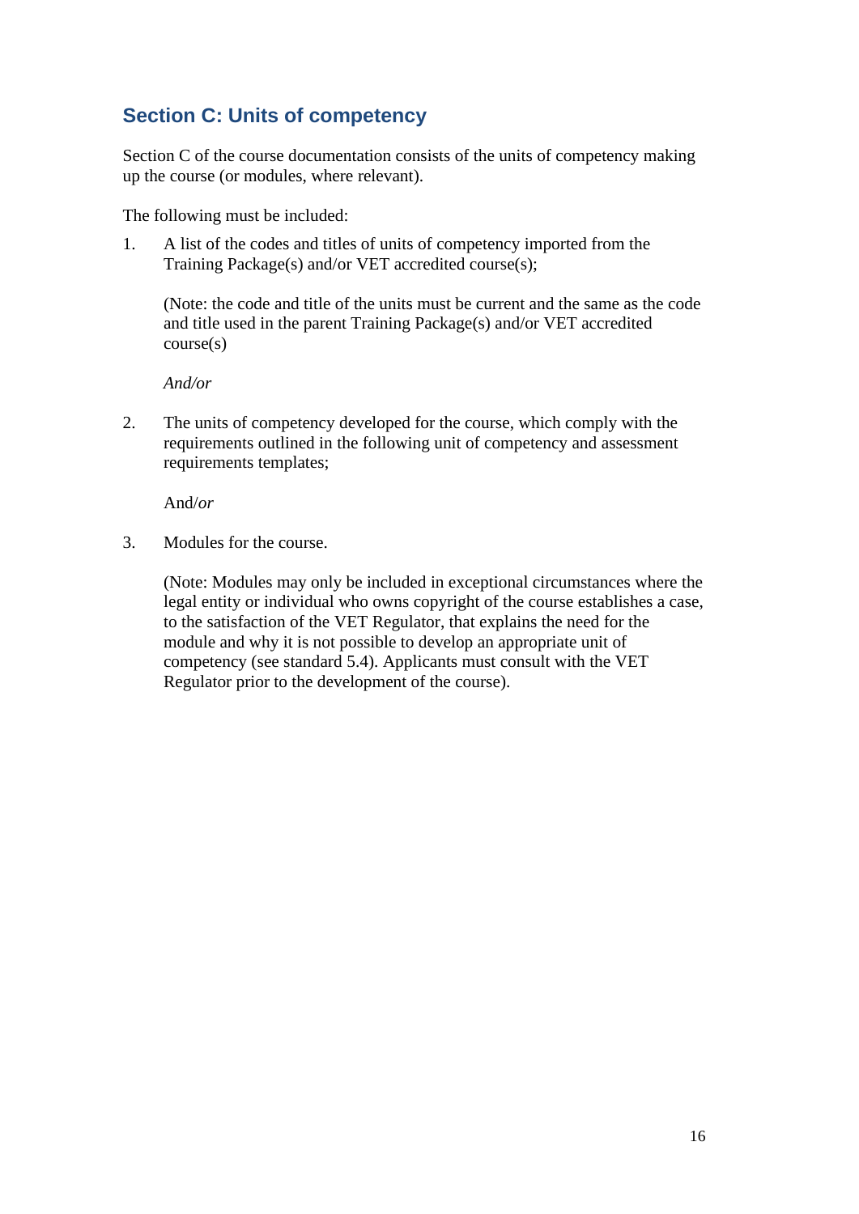## Section C: Units of competency

Section C of the course documentation consists of the units of competency making up the course (or modules, where relevant).

The following must be included:

1. A list of the codes and titles of units of competency imported from the Training Package(s) and/or VET accredited course(s);

   (Note: the code and title of the units must be current and the same as the code and title used in the parent Training Package(s) and/or VET accredited course(s)

   *And/or*

2. The units of competency developed for the course, which comply with the requirements outlined in the following unit of competency and assessment requirements templates;

   And/*or*

3. Modules for the course.

   (Note: Modules may only be included in exceptional circumstances where the legal entity or individual who owns copyright of the course establishes a case, to the satisfaction of the VET Regulator, that explains the need for the module and why it is not possible to develop an appropriate unit of competency (see standard 5.4). Applicants must consult with the VET Regulator prior to the development of the course).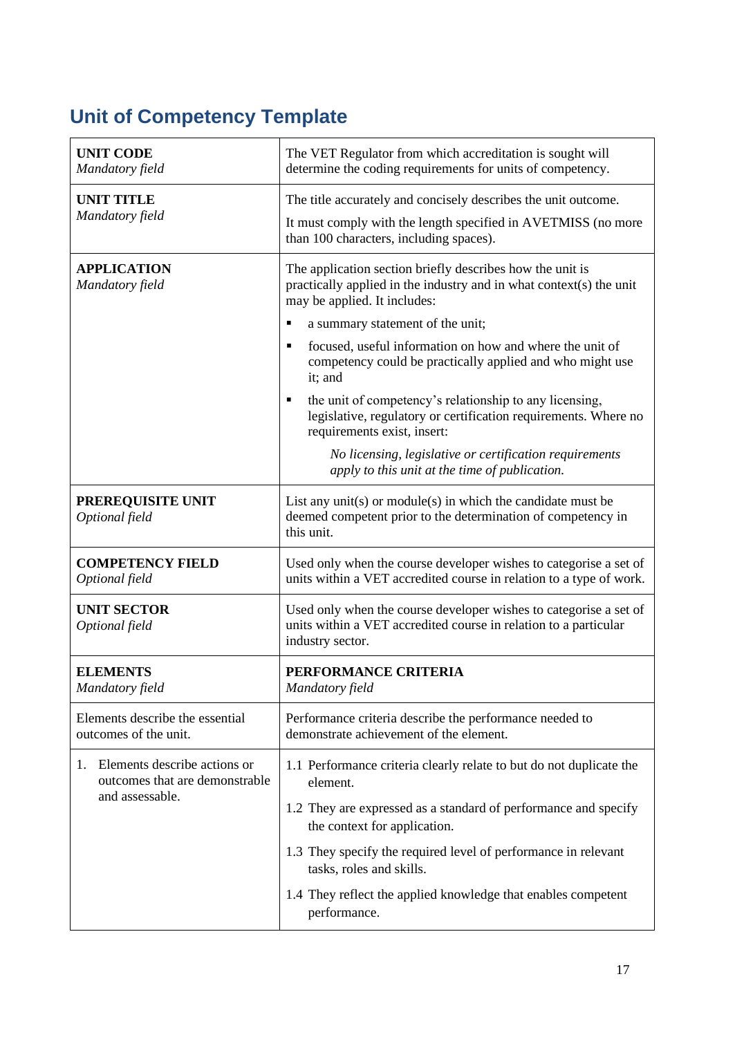## Unit of Competency Template

| | |
|---|---|
| **UNIT CODE**<br>*Mandatory field* | The VET Regulator from which accreditation is sought will determine the coding requirements for units of competency. |
| **UNIT TITLE**<br>*Mandatory field* | The title accurately and concisely describes the unit outcome.<br><br>It must comply with the length specified in AVETMISS (no more than 100 characters, including spaces). |
| **APPLICATION**<br>*Mandatory field* | The application section briefly describes how the unit is practically applied in the industry and in what context(s) the unit may be applied. It includes:<br><br>▪ a summary statement of the unit;<br><br>▪ focused, useful information on how and where the unit of competency could be practically applied and who might use it; and<br><br>▪ the unit of competency's relationship to any licensing, legislative, regulatory or certification requirements. Where no requirements exist, insert:<br><br>*No licensing, legislative or certification requirements apply to this unit at the time of publication.* |
| **PREREQUISITE UNIT**<br>*Optional field* | List any unit(s) or module(s) in which the candidate must be deemed competent prior to the determination of competency in this unit. |
| **COMPETENCY FIELD**<br>*Optional field* | Used only when the course developer wishes to categorise a set of units within a VET accredited course in relation to a type of work. |
| **UNIT SECTOR**<br>*Optional field* | Used only when the course developer wishes to categorise a set of units within a VET accredited course in relation to a particular industry sector. |
| **ELEMENTS**<br>*Mandatory field* | **PERFORMANCE CRITERIA**<br>*Mandatory field* |
| Elements describe the essential outcomes of the unit. | Performance criteria describe the performance needed to demonstrate achievement of the element. |
| 1. Elements describe actions or outcomes that are demonstrable and assessable. | 1.1 Performance criteria clearly relate to but do not duplicate the element.<br><br>1.2 They are expressed as a standard of performance and specify the context for application.<br><br>1.3 They specify the required level of performance in relevant tasks, roles and skills.<br><br>1.4 They reflect the applied knowledge that enables competent performance. |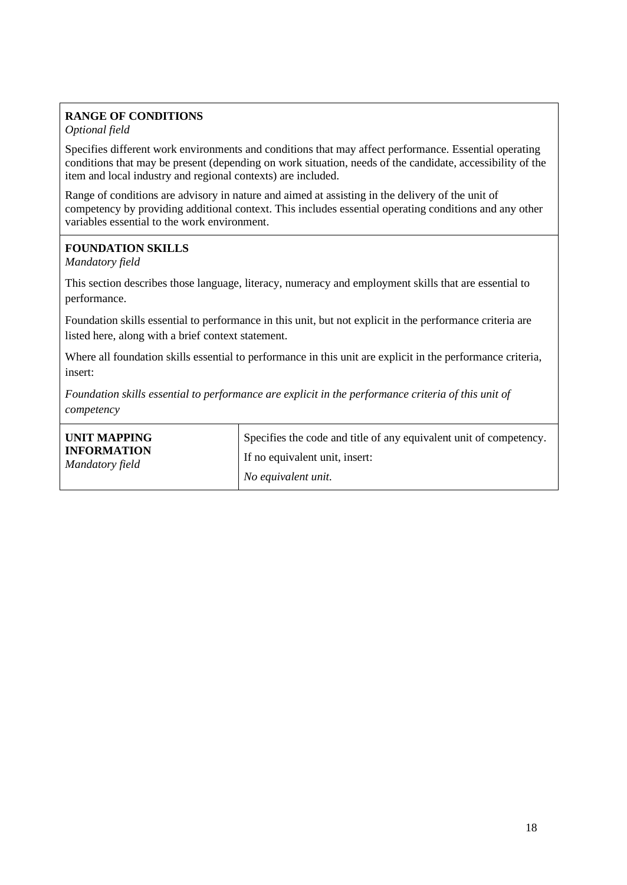**RANGE OF CONDITIONS**
*Optional field*

Specifies different work environments and conditions that may affect performance. Essential operating conditions that may be present (depending on work situation, needs of the candidate, accessibility of the item and local industry and regional contexts) are included.

Range of conditions are advisory in nature and aimed at assisting in the delivery of the unit of competency by providing additional context. This includes essential operating conditions and any other variables essential to the work environment.

**FOUNDATION SKILLS**
*Mandatory field*

This section describes those language, literacy, numeracy and employment skills that are essential to performance.

Foundation skills essential to performance in this unit, but not explicit in the performance criteria are listed here, along with a brief context statement.

Where all foundation skills essential to performance in this unit are explicit in the performance criteria, insert:

*Foundation skills essential to performance are explicit in the performance criteria of this unit of competency*

| **UNIT MAPPING INFORMATION** *Mandatory field* | Specifies the code and title of any equivalent unit of competency. If no equivalent unit, insert: *No equivalent unit.* |
|---|---|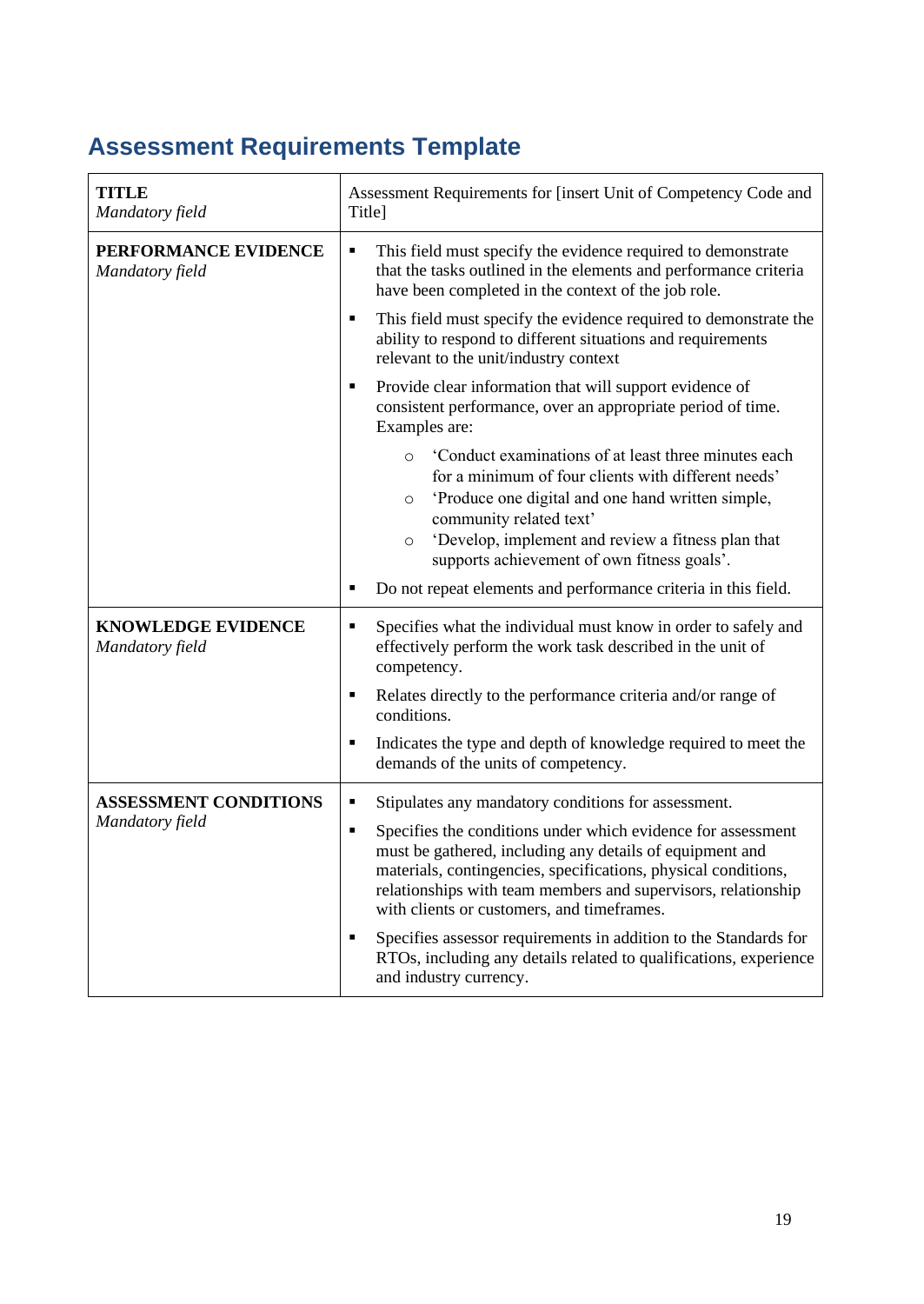## Assessment Requirements Template

| | |
|---|---|
| **TITLE**<br>*Mandatory field* | Assessment Requirements for [insert Unit of Competency Code and Title] |
| **PERFORMANCE EVIDENCE**<br>*Mandatory field* | ▪ This field must specify the evidence required to demonstrate that the tasks outlined in the elements and performance criteria have been completed in the context of the job role.<br>▪ This field must specify the evidence required to demonstrate the ability to respond to different situations and requirements relevant to the unit/industry context<br>▪ Provide clear information that will support evidence of consistent performance, over an appropriate period of time. Examples are:<br>&nbsp;&nbsp;&nbsp;&nbsp;○ 'Conduct examinations of at least three minutes each for a minimum of four clients with different needs'<br>&nbsp;&nbsp;&nbsp;&nbsp;○ 'Produce one digital and one hand written simple, community related text'<br>&nbsp;&nbsp;&nbsp;&nbsp;○ 'Develop, implement and review a fitness plan that supports achievement of own fitness goals'.<br>▪ Do not repeat elements and performance criteria in this field. |
| **KNOWLEDGE EVIDENCE**<br>*Mandatory field* | ▪ Specifies what the individual must know in order to safely and effectively perform the work task described in the unit of competency.<br>▪ Relates directly to the performance criteria and/or range of conditions.<br>▪ Indicates the type and depth of knowledge required to meet the demands of the units of competency. |
| **ASSESSMENT CONDITIONS**<br>*Mandatory field* | ▪ Stipulates any mandatory conditions for assessment.<br>▪ Specifies the conditions under which evidence for assessment must be gathered, including any details of equipment and materials, contingencies, specifications, physical conditions, relationships with team members and supervisors, relationship with clients or customers, and timeframes.<br>▪ Specifies assessor requirements in addition to the Standards for RTOs, including any details related to qualifications, experience and industry currency. |